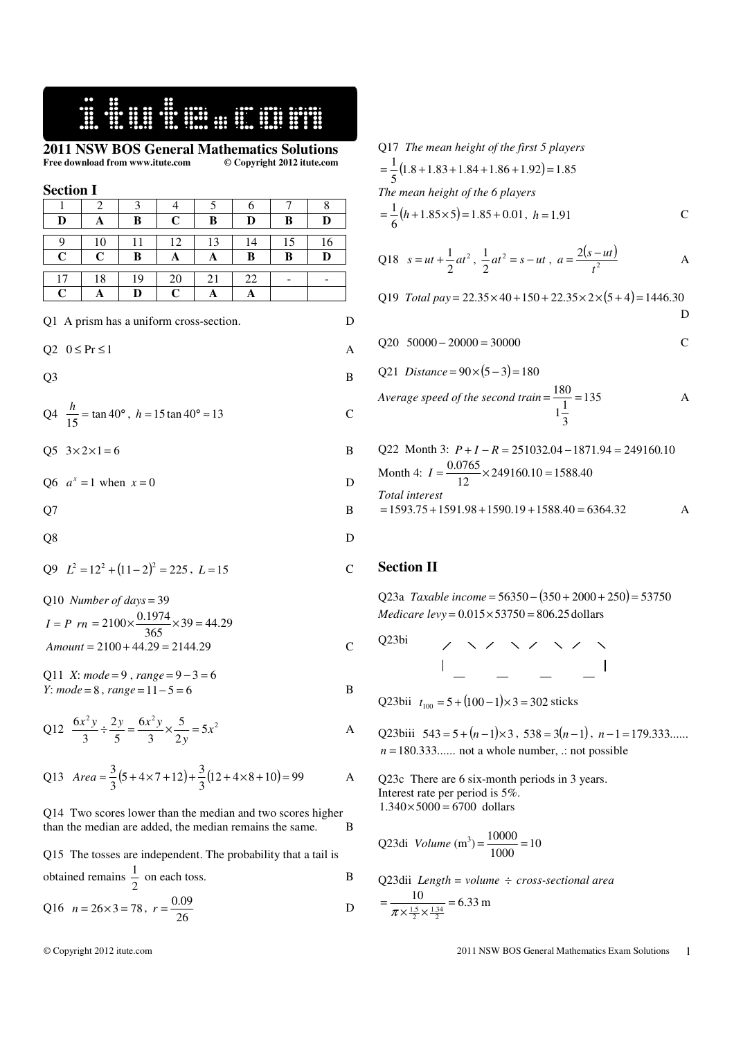# 2011 NSW BOS General Mathematics Solutions

**Free download from www.itute.com © Copyright 2012 itute.com**

## Section I

| 1 | 2 | 3 | 4 | 5 | 6 | 7 | 8 |
|---|---|---|---|---|---|---|---|
| **D** | **A** | **B** | **C** | **B** | **D** | **B** | **D** |

| 9 | 10 | 11 | 12 | 13 | 14 | 15 | 16 |
|---|---|---|---|---|---|---|---|
| **C** | **C** | **B** | **A** | **A** | **B** | **B** | **D** |

| 17 | 18 | 19 | 20 | 21 | 22 | - | - |
|---|---|---|---|---|---|---|---|
| **C** | **A** | **D** | **C** | **A** | **A** | | |

Q1 A prism has a uniform cross-section. D

Q2 $0 \le \Pr \le 1$ A

Q3 B

Q4 $\frac{h}{15} = \tan 40°$, $h = 15\tan 40° \approx 13$ C

Q5 $3 \times 2 \times 1 = 6$ B

Q6 $a^x = 1$ when $x = 0$ D

Q7 B

Q8 D

Q9 $L^2 = 12^2 + (11-2)^2 = 225$, $L = 15$ C

Q10 *Number of days* $= 39$

$I = P\ rn = 2100 \times \frac{0.1974}{365} \times 39 = 44.29$

*Amount* $= 2100 + 44.29 = 2144.29$ C

Q11 $X$: *mode* $= 9$, *range* $= 9 - 3 = 6$

$Y$: *mode* $= 8$, *range* $= 11 - 5 = 6$ B

Q12 $\frac{6x^2y}{3} \div \frac{2y}{5} = \frac{6x^2y}{3} \times \frac{5}{2y} = 5x^2$ A

Q13 $Area \approx \frac{3}{3}(5 + 4\times 7 + 12) + \frac{3}{3}(12 + 4 \times 8 + 10) = 99$ A

Q14 Two scores lower than the median and two scores higher than the median are added, the median remains the same. B

Q15 The tosses are independent. The probability that a tail is obtained remains $\frac{1}{2}$ on each toss. B

Q16 $n = 26 \times 3 = 78$, $r = \frac{0.09}{26}$ D

Q17 *The mean height of the first 5 players*

$= \frac{1}{5}(1.8 + 1.83 + 1.84 + 1.86 + 1.92) = 1.85$

*The mean height of the 6 players*

$= \frac{1}{6}(h + 1.85 \times 5) = 1.85 + 0.01$, $h = 1.91$ C

Q18 $s = ut + \frac{1}{2}at^2$, $\frac{1}{2}at^2 = s - ut$, $a = \frac{2(s - ut)}{t^2}$ A

Q19 *Total pay* $= 22.35 \times 40 + 150 + 22.35 \times 2 \times (5 + 4) = 1446.30$ D

Q20 $50000 - 20000 = 30000$ C

Q21 *Distance* $= 90 \times (5 - 3) = 180$

*Average speed of the second train* $= \frac{180}{1\frac{1}{3}} = 135$ A

Q22 Month 3: $P + I - R = 251032.04 - 1871.94 = 249160.10$

Month 4: $I = \frac{0.0765}{12} \times 249160.10 = 1588.40$

*Total interest*

$= 1593.75 + 1591.98 + 1590.19 + 1588.40 = 6364.32$ A

## Section II

Q23a *Taxable income* $= 56350 - (350 + 2000 + 250) = 53750$

*Medicare levy* $= 0.015 \times 53750 = 806.25$ dollars

Q23bi

Q23bii $t_{100} = 5 + (100 - 1) \times 3 = 302$ sticks

Q23biii $543 = 5 + (n-1) \times 3$, $538 = 3(n-1)$, $n - 1 = 179.333......$

$n = 180.333......$ not a whole number, .: not possible

Q23c There are 6 six-month periods in 3 years.

Interest rate per period is 5%.

$1.340 \times 5000 = 6700$ dollars

Q23di *Volume* (m$^3$) $= \frac{10000}{1000} = 10$

Q23dii *Length = volume ÷ cross-sectional area*

$= \frac{10}{\pi \times \frac{1.5}{2} \times \frac{1.34}{2}} = 6.33$ m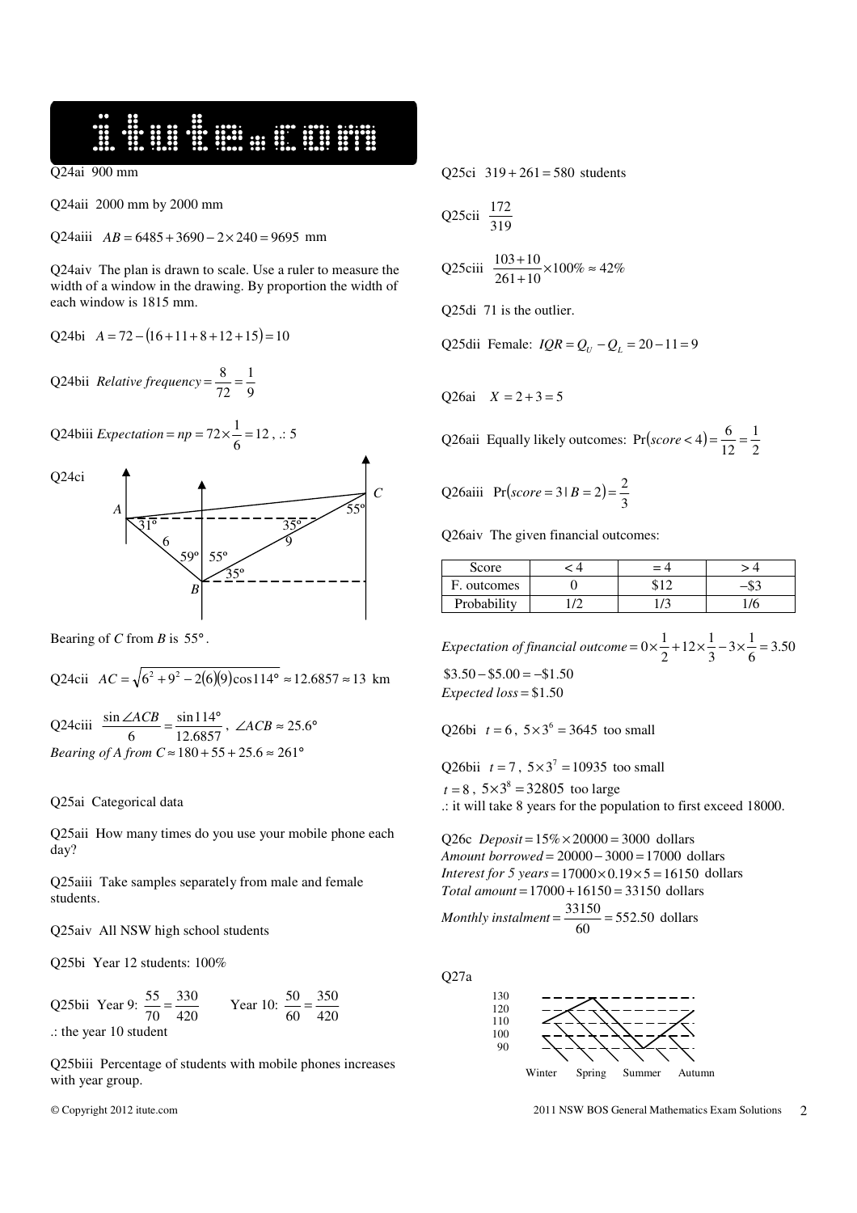Q24ai 900 mm

Q24aii 2000 mm by 2000 mm

Q24aiii $AB = 6485 + 3690 - 2 \times 240 = 9695$ mm

Q24aiv The plan is drawn to scale. Use a ruler to measure the width of a window in the drawing. By proportion the width of each window is 1815 mm.

Q24bi $A = 72 - (16 + 11 + 8 + 12 + 15) = 10$

Q24bii $\textit{Relative frequency} = \frac{8}{72} = \frac{1}{9}$

Q24biii $\textit{Expectation} = np = 72 \times \frac{1}{6} = 12$, .: 5

Q24ci

Bearing of $C$ from $B$ is $55°$.

Q24cii $AC = \sqrt{6^2 + 9^2 - 2(6)(9)\cos 114°} \approx 12.6857 \approx 13$ km

Q24ciii $\frac{\sin \angle ACB}{6} = \frac{\sin 114°}{12.6857}$, $\angle ACB \approx 25.6°$
*Bearing of A from C* $\approx 180 + 55 + 25.6 \approx 261°$

Q25ai Categorical data

Q25aii How many times do you use your mobile phone each day?

Q25aiii Take samples separately from male and female students.

Q25aiv All NSW high school students

Q25bi Year 12 students: 100%

Q25bii Year 9: $\frac{55}{70} = \frac{330}{420}$ Year 10: $\frac{50}{60} = \frac{350}{420}$
.: the year 10 student

Q25biii Percentage of students with mobile phones increases with year group.

Q25ci $319 + 261 = 580$ students

Q25cii $\frac{172}{319}$

Q25ciii $\frac{103 + 10}{261 + 10} \times 100\% \approx 42\%$

Q25di 71 is the outlier.

Q25dii Female: $IQR = Q_U - Q_L = 20 - 11 = 9$

Q26ai $X = 2 + 3 = 5$

Q26aii Equally likely outcomes: $\Pr(score < 4) = \frac{6}{12} = \frac{1}{2}$

Q26aiii $\Pr(score = 3 \mid B = 2) = \frac{2}{3}$

Q26aiv The given financial outcomes:

| Score | < 4 | = 4 | > 4 |
|---|---|---|---|
| F. outcomes | 0 | \$12 | −\$3 |
| Probability | 1/2 | 1/3 | 1/6 |

$\textit{Expectation of financial outcome} = 0 \times \frac{1}{2} + 12 \times \frac{1}{3} - 3 \times \frac{1}{6} = 3.50$

$\$3.50 - \$5.00 = -\$1.50$
*Expected loss* = \$1.50

Q26bi $t = 6$, $5 \times 3^6 = 3645$ too small

Q26bii $t = 7$, $5 \times 3^7 = 10935$ too small
$t = 8$, $5 \times 3^8 = 32805$ too large
.: it will take 8 years for the population to first exceed 18000.

Q26c $\textit{Deposit} = 15\% \times 20000 = 3000$ dollars
$\textit{Amount borrowed} = 20000 - 3000 = 17000$ dollars
$\textit{Interest for 5 years} = 17000 \times 0.19 \times 5 = 16150$ dollars
$\textit{Total amount} = 17000 + 16150 = 33150$ dollars
$\textit{Monthly instalment} = \frac{33150}{60} = 552.50$ dollars

Q27a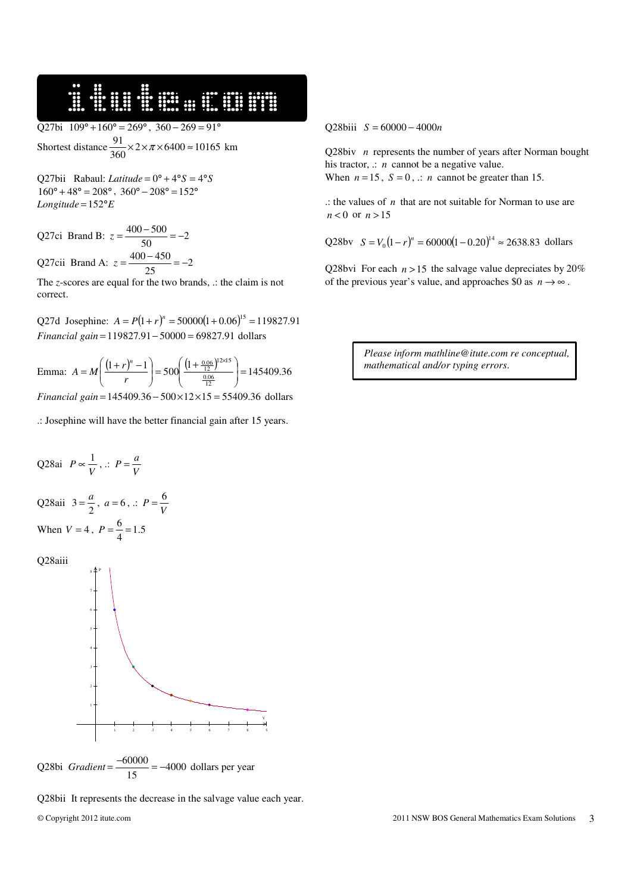Q27bi $109° + 160° = 269°$, $360 - 269 = 91°$

Shortest distance $\frac{91}{360} \times 2 \times \pi \times 6400 \approx 10165$ km

Q27bii Rabaul: $Latitude = 0° + 4°S = 4°S$

$160° + 48° = 208°$, $360° - 208° = 152°$

$Longitude = 152°E$

Q27ci Brand B: $z = \frac{400 - 500}{50} = -2$

Q27cii Brand A: $z = \frac{400 - 450}{25} = -2$

The *z*-scores are equal for the two brands, .: the claim is not correct.

Q27d Josephine: $A = P(1+r)^n = 50000(1+0.06)^{15} = 119827.91$

$Financial\ gain = 119827.91 - 50000 = 69827.91$ dollars

Emma: $A = M\left(\frac{(1+r)^n - 1}{r}\right) = 500\left(\frac{\left(1+\frac{0.06}{12}\right)^{12\times 15}}{\frac{0.06}{12}}\right) = 145409.36$

$Financial\ gain = 145409.36 - 500 \times 12 \times 15 = 55409.36$ dollars

.: Josephine will have the better financial gain after 15 years.

Q28ai $P \propto \frac{1}{V}$, .: $P = \frac{a}{V}$

Q28aii $3 = \frac{a}{2}$, $a = 6$, .: $P = \frac{6}{V}$

When $V = 4$, $P = \frac{6}{4} = 1.5$

Q28aiii

P

8
7
6
5
4
3
2
1

1 2 3 4 5 6 7 8 9

V

Q28bi $Gradient = \frac{-60000}{15} = -4000$ dollars per year

Q28bii It represents the decrease in the salvage value each year.

Q28biii $S = 60000 - 4000n$

Q28biv $n$ represents the number of years after Norman bought his tractor, .: $n$ cannot be a negative value.
When $n = 15$, $S = 0$, .: $n$ cannot be greater than 15.

.: the values of $n$ that are not suitable for Norman to use are $n < 0$ or $n > 15$

Q28bv $S = V_0(1-r)^n = 60000(1-0.20)^{14} \approx 2638.83$ dollars

Q28bvi For each $n > 15$ the salvage value depreciates by 20% of the previous year's value, and approaches \$0 as $n \to \infty$.

*Please inform mathline@itute.com re conceptual, mathematical and/or typing errors.*